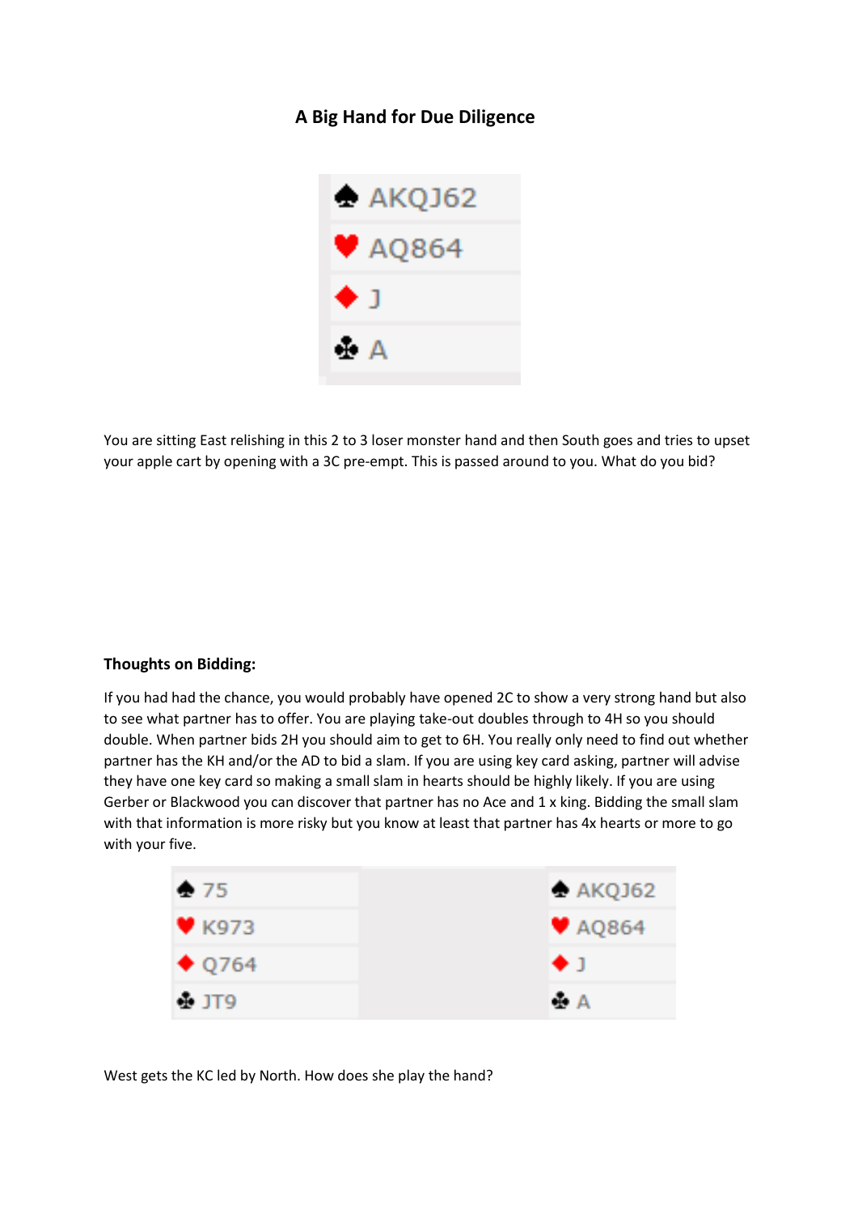## A Big Hand for Due Diligence

| | |
|---|---|
| ♠ | AKQJ62 |
| ♥ | AQ864 |
| ♦ | J |
| ♣ | A |

You are sitting East relishing in this 2 to 3 loser monster hand and then South goes and tries to upset your apple cart by opening with a 3C pre-empt. This is passed around to you. What do you bid?

**Thoughts on Bidding:**

If you had had the chance, you would probably have opened 2C to show a very strong hand but also to see what partner has to offer. You are playing take-out doubles through to 4H so you should double. When partner bids 2H you should aim to get to 6H. You really only need to find out whether partner has the KH and/or the AD to bid a slam. If you are using key card asking, partner will advise they have one key card so making a small slam in hearts should be highly likely. If you are using Gerber or Blackwood you can discover that partner has no Ace and 1 x king. Bidding the small slam with that information is more risky but you know at least that partner has 4x hearts or more to go with your five.

| West | | East |
|---|---|---|
| ♠ 75 | | ♠ AKQJ62 |
| ♥ K973 | | ♥ AQ864 |
| ♦ Q764 | | ♦ J |
| ♣ JT9 | | ♣ A |

West gets the KC led by North. How does she play the hand?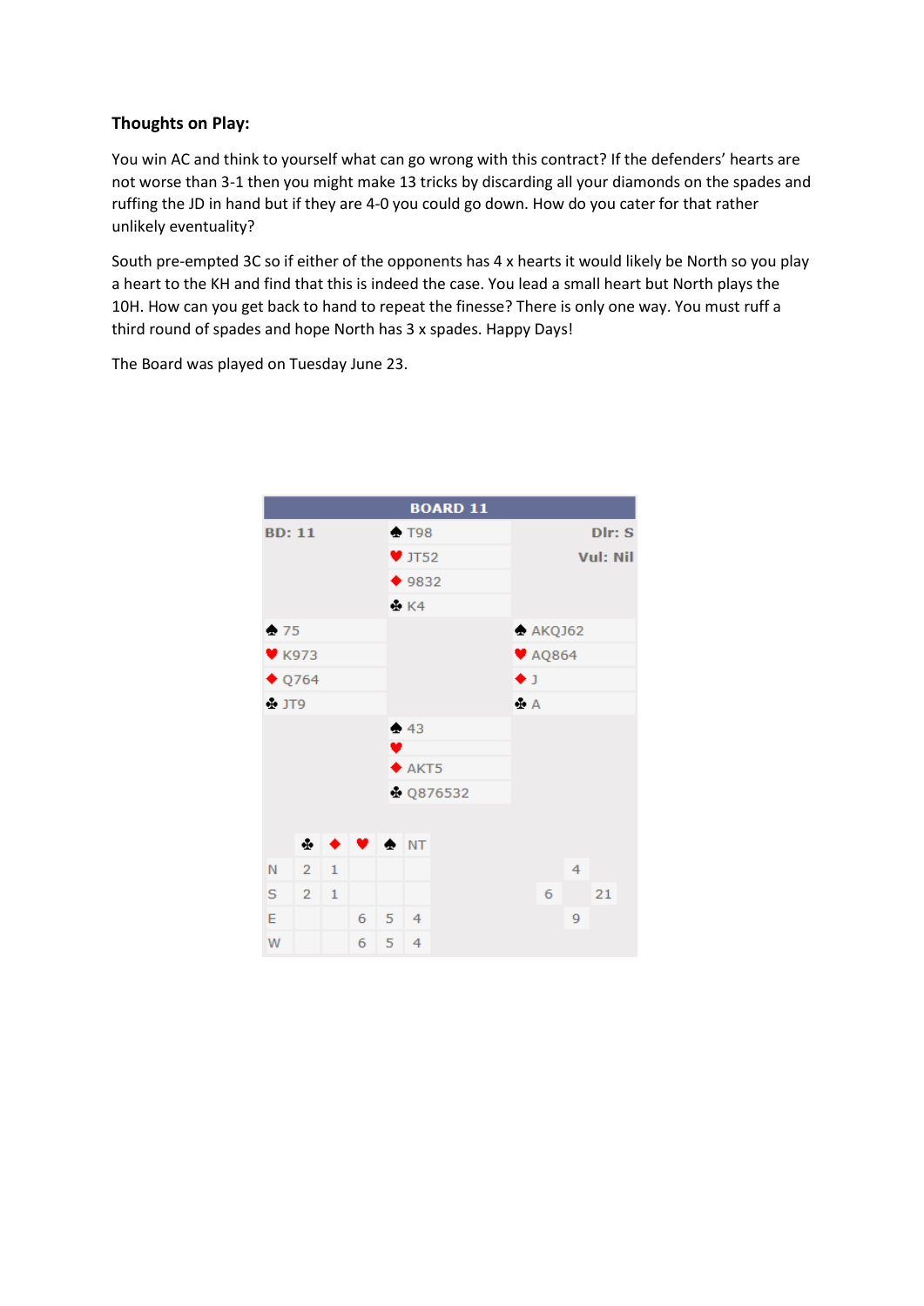**Thoughts on Play:**

You win AC and think to yourself what can go wrong with this contract? If the defenders' hearts are not worse than 3-1 then you might make 13 tricks by discarding all your diamonds on the spades and ruffing the JD in hand but if they are 4-0 you could go down. How do you cater for that rather unlikely eventuality?

South pre-empted 3C so if either of the opponents has 4 x hearts it would likely be North so you play a heart to the KH and find that this is indeed the case. You lead a small heart but North plays the 10H. How can you get back to hand to repeat the finesse? There is only one way. You must ruff a third round of spades and hope North has 3 x spades. Happy Days!

The Board was played on Tuesday June 23.

**BOARD 11**

BD: 11 — Dlr: S — Vul: Nil

North:
♠ T98
♥ JT52
♦ 9832
♣ K4

West:
♠ 75
♥ K973
♦ Q764
♣ JT9

East:
♠ AKQJ62
♥ AQ864
♦ J
♣ A

South:
♠ 43
♥
♦ AKT5
♣ Q876532

| | ♣ | ♦ | ♥ | ♠ | NT |
|---|---|---|---|---|---|
| N | 2 | 1 | | | |
| S | 2 | 1 | | | |
| E | | | 6 | 5 | 4 |
| W | | | 6 | 5 | 4 |

HCP:

4

6 21

9